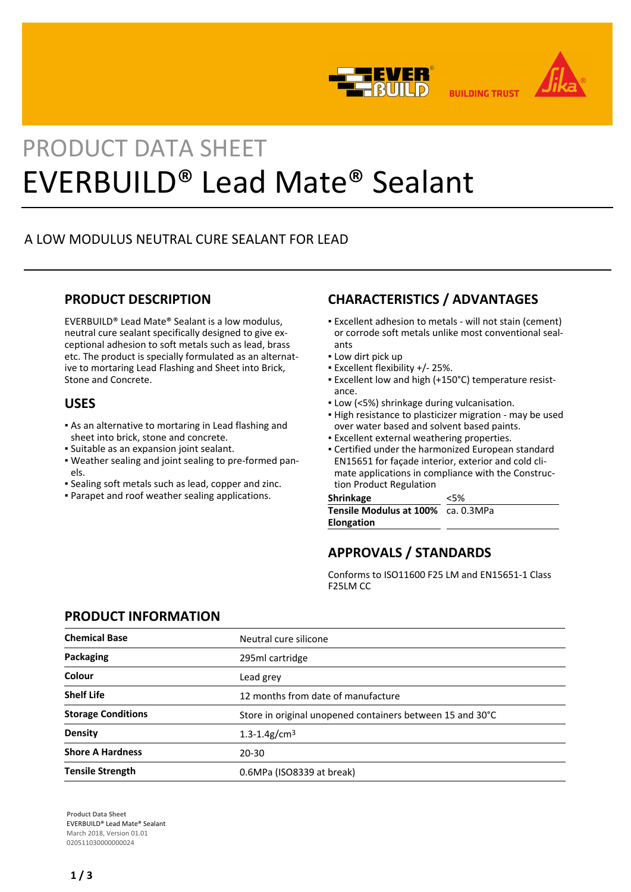PRODUCT DATA SHEET

# EVERBUILD® Lead Mate® Sealant

A LOW MODULUS NEUTRAL CURE SEALANT FOR LEAD

## PRODUCT DESCRIPTION

EVERBUILD® Lead Mate® Sealant is a low modulus, neutral cure sealant specifically designed to give exceptional adhesion to soft metals such as lead, brass etc. The product is specially formulated as an alternative to mortaring Lead Flashing and Sheet into Brick, Stone and Concrete.

## USES

- As an alternative to mortaring in Lead flashing and sheet into brick, stone and concrete.
- Suitable as an expansion joint sealant.
- Weather sealing and joint sealing to pre-formed panels.
- Sealing soft metals such as lead, copper and zinc.
- Parapet and roof weather sealing applications.

## CHARACTERISTICS / ADVANTAGES

- Excellent adhesion to metals - will not stain (cement) or corrode soft metals unlike most conventional sealants
- Low dirt pick up
- Excellent flexibility +/- 25%.
- Excellent low and high (+150°C) temperature resistance.
- Low (<5%) shrinkage during vulcanisation.
- High resistance to plasticizer migration - may be used over water based and solvent based paints.
- Excellent external weathering properties.
- Certified under the harmonized European standard EN15651 for façade interior, exterior and cold climate applications in compliance with the Construction Product Regulation

| | |
|---|---|
| **Shrinkage** | <5% |
| **Tensile Modulus at 100% Elongation** | ca. 0.3MPa |

## APPROVALS / STANDARDS

Conforms to ISO11600 F25 LM and EN15651-1 Class F25LM CC

## PRODUCT INFORMATION

| | |
|---|---|
| **Chemical Base** | Neutral cure silicone |
| **Packaging** | 295ml cartridge |
| **Colour** | Lead grey |
| **Shelf Life** | 12 months from date of manufacture |
| **Storage Conditions** | Store in original unopened containers between 15 and 30°C |
| **Density** | 1.3-1.4g/cm³ |
| **Shore A Hardness** | 20-30 |
| **Tensile Strength** | 0.6MPa (ISO8339 at break) |

**Product Data Sheet**
EVERBUILD® Lead Mate® Sealant
March 2018, Version 01.01
020511030000000024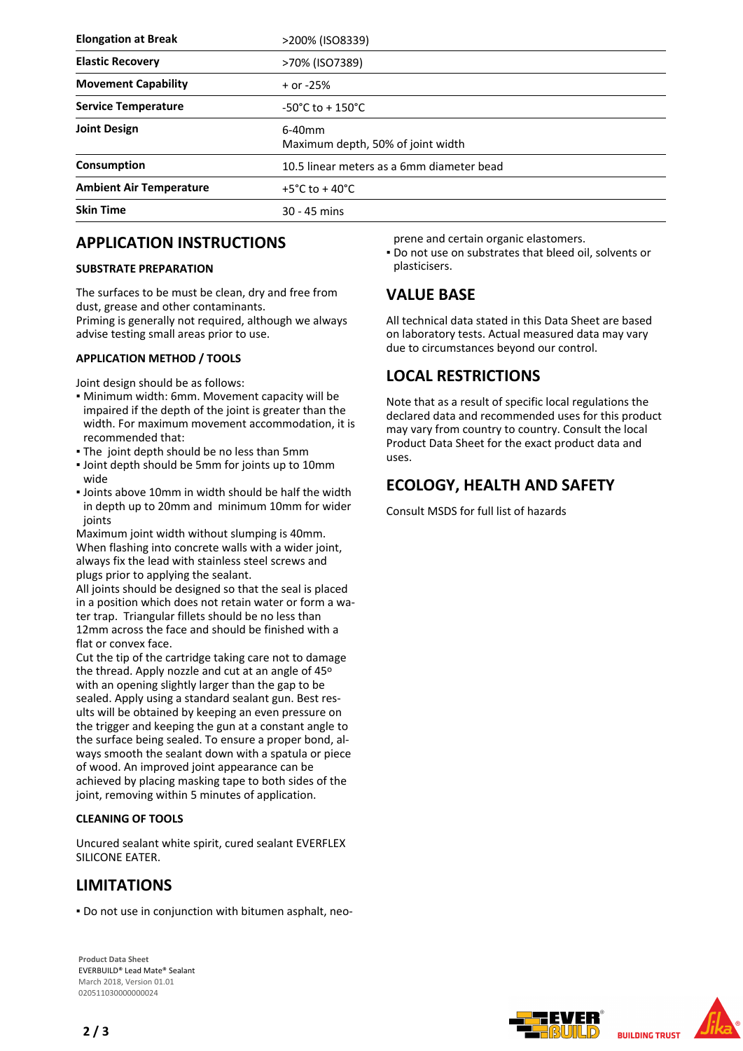| | |
|---|---|
| **Elongation at Break** | >200% (ISO8339) |
| **Elastic Recovery** | >70% (ISO7389) |
| **Movement Capability** | + or -25% |
| **Service Temperature** | -50°C to + 150°C |
| **Joint Design** | 6-40mm<br>Maximum depth, 50% of joint width |
| **Consumption** | 10.5 linear meters as a 6mm diameter bead |
| **Ambient Air Temperature** | +5°C to + 40°C |
| **Skin Time** | 30 - 45 mins |

## APPLICATION INSTRUCTIONS

### SUBSTRATE PREPARATION

The surfaces to be must be clean, dry and free from dust, grease and other contaminants.
Priming is generally not required, although we always advise testing small areas prior to use.

### APPLICATION METHOD / TOOLS

Joint design should be as follows:

- Minimum width: 6mm. Movement capacity will be impaired if the depth of the joint is greater than the width. For maximum movement accommodation, it is recommended that:
- The joint depth should be no less than 5mm
- Joint depth should be 5mm for joints up to 10mm wide
- Joints above 10mm in width should be half the width in depth up to 20mm and minimum 10mm for wider joints

Maximum joint width without slumping is 40mm. When flashing into concrete walls with a wider joint, always fix the lead with stainless steel screws and plugs prior to applying the sealant.
All joints should be designed so that the seal is placed in a position which does not retain water or form a water trap. Triangular fillets should be no less than 12mm across the face and should be finished with a flat or convex face.
Cut the tip of the cartridge taking care not to damage the thread. Apply nozzle and cut at an angle of 45º with an opening slightly larger than the gap to be sealed. Apply using a standard sealant gun. Best results will be obtained by keeping an even pressure on the trigger and keeping the gun at a constant angle to the surface being sealed. To ensure a proper bond, always smooth the sealant down with a spatula or piece of wood. An improved joint appearance can be achieved by placing masking tape to both sides of the joint, removing within 5 minutes of application.

### CLEANING OF TOOLS

Uncured sealant white spirit, cured sealant EVERFLEX SILICONE EATER.

## LIMITATIONS

- Do not use in conjunction with bitumen asphalt, neoprene and certain organic elastomers.
- Do not use on substrates that bleed oil, solvents or plasticisers.

## VALUE BASE

All technical data stated in this Data Sheet are based on laboratory tests. Actual measured data may vary due to circumstances beyond our control.

## LOCAL RESTRICTIONS

Note that as a result of specific local regulations the declared data and recommended uses for this product may vary from country to country. Consult the local Product Data Sheet for the exact product data and uses.

## ECOLOGY, HEALTH AND SAFETY

Consult MSDS for full list of hazards

**Product Data Sheet**
EVERBUILD® Lead Mate® Sealant
March 2018, Version 01.01
020511030000000024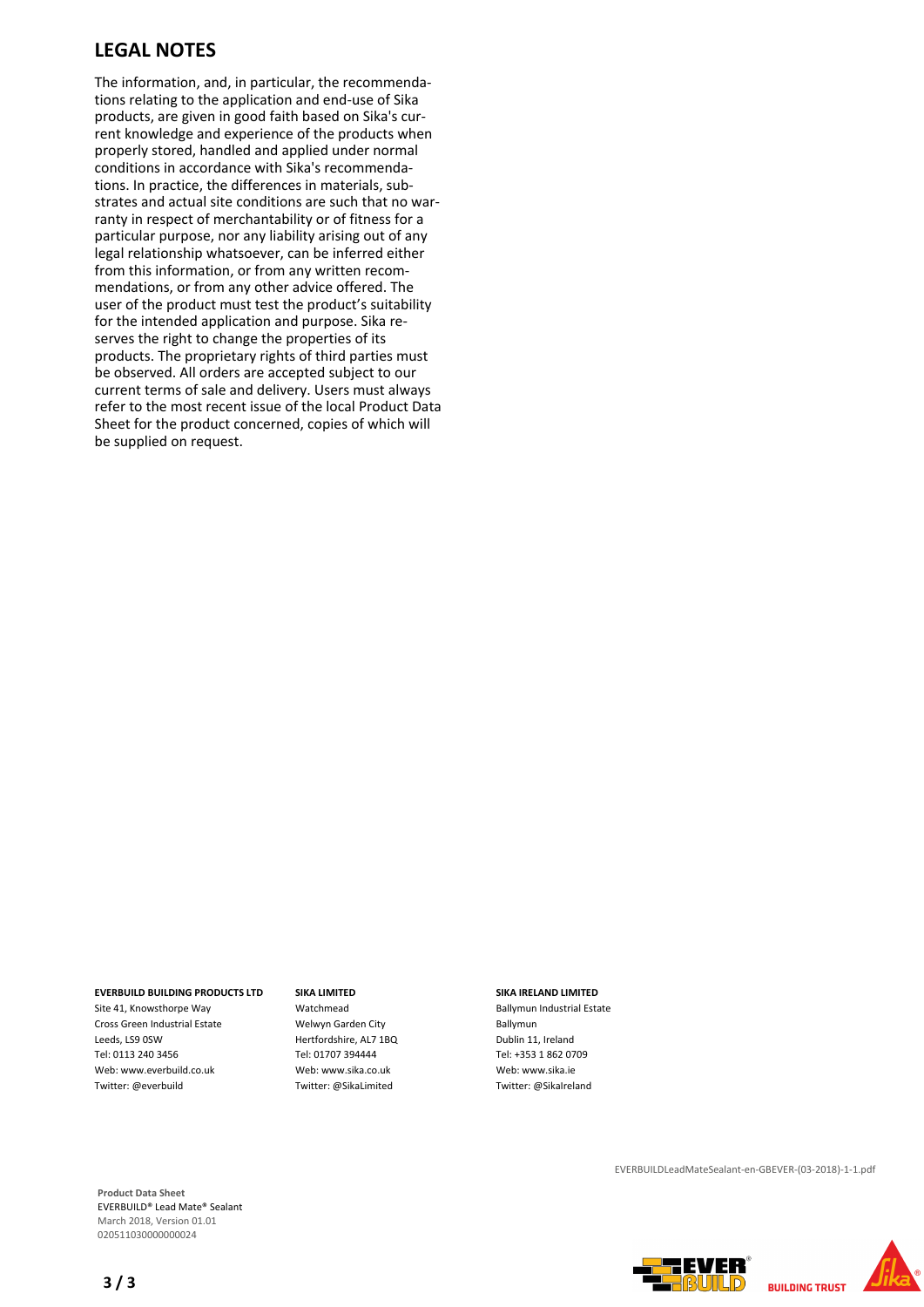## LEGAL NOTES

The information, and, in particular, the recommendations relating to the application and end-use of Sika products, are given in good faith based on Sika's current knowledge and experience of the products when properly stored, handled and applied under normal conditions in accordance with Sika's recommendations. In practice, the differences in materials, substrates and actual site conditions are such that no warranty in respect of merchantability or of fitness for a particular purpose, nor any liability arising out of any legal relationship whatsoever, can be inferred either from this information, or from any written recommendations, or from any other advice offered. The user of the product must test the product's suitability for the intended application and purpose. Sika reserves the right to change the properties of its products. The proprietary rights of third parties must be observed. All orders are accepted subject to our current terms of sale and delivery. Users must always refer to the most recent issue of the local Product Data Sheet for the product concerned, copies of which will be supplied on request.

**EVERBUILD BUILDING PRODUCTS LTD**
Site 41, Knowsthorpe Way
Cross Green Industrial Estate
Leeds, LS9 0SW
Tel: 0113 240 3456
Web: www.everbuild.co.uk
Twitter: @everbuild

**SIKA LIMITED**
Watchmead
Welwyn Garden City
Hertfordshire, AL7 1BQ
Tel: 01707 394444
Web: www.sika.co.uk
Twitter: @SikaLimited

**SIKA IRELAND LIMITED**
Ballymun Industrial Estate
Ballymun
Dublin 11, Ireland
Tel: +353 1 862 0709
Web: www.sika.ie
Twitter: @SikaIreland

EVERBUILDLeadMateSealant-en-GBEVER-(03-2018)-1-1.pdf

**Product Data Sheet**
EVERBUILD® Lead Mate® Sealant
March 2018, Version 01.01
020511030000000024